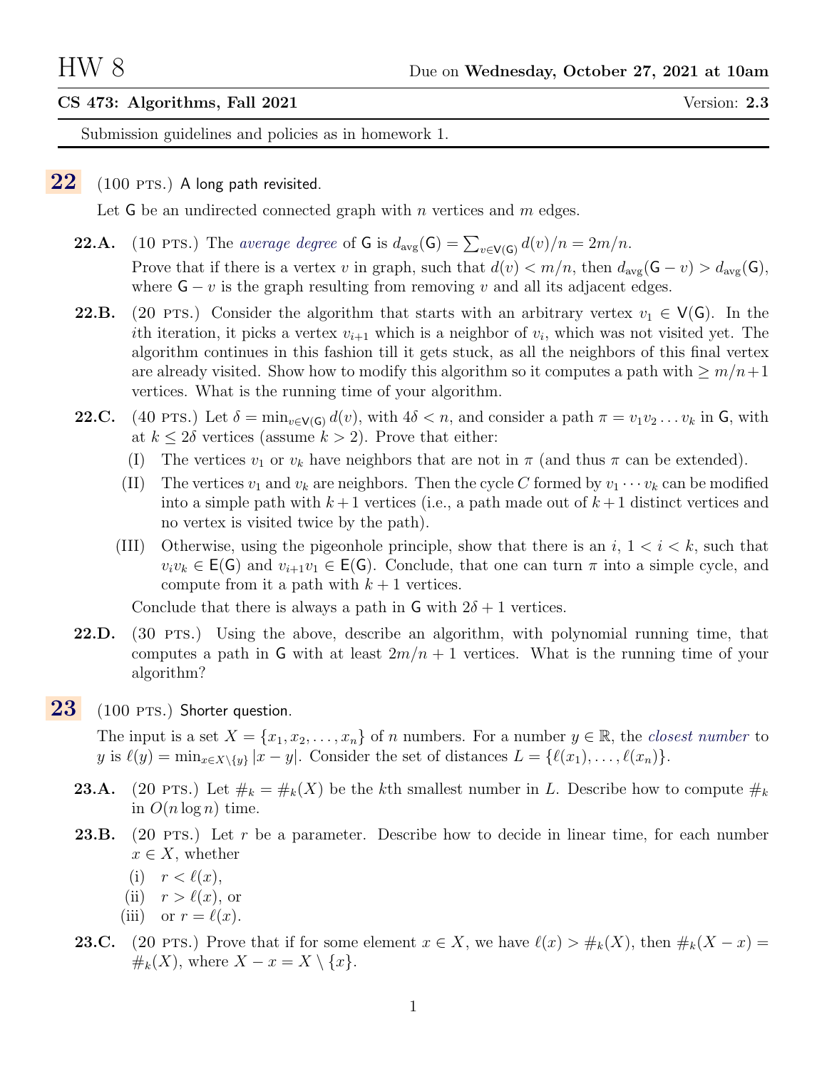# HW 8

Due on **Wednesday, October 27, 2021 at 10am**

**CS 473: Algorithms, Fall 2021** Version: **2.3**

Submission guidelines and policies as in homework 1.

---

## 22 (100 PTS.) A long path revisited.

Let $G$ be an undirected connected graph with $n$ vertices and $m$ edges.

**22.A.** (10 PTS.) The *average degree* of $G$ is $d_{\text{avg}}(G) = \sum_{v \in V(G)} d(v)/n = 2m/n$.

Prove that if there is a vertex $v$ in graph, such that $d(v) < m/n$, then $d_{\text{avg}}(G - v) > d_{\text{avg}}(G)$, where $G - v$ is the graph resulting from removing $v$ and all its adjacent edges.

**22.B.** (20 PTS.) Consider the algorithm that starts with an arbitrary vertex $v_1 \in V(G)$. In the $i$th iteration, it picks a vertex $v_{i+1}$ which is a neighbor of $v_i$, which was not visited yet. The algorithm continues in this fashion till it gets stuck, as all the neighbors of this final vertex are already visited. Show how to modify this algorithm so it computes a path with $\geq m/n + 1$ vertices. What is the running time of your algorithm.

**22.C.** (40 PTS.) Let $\delta = \min_{v \in V(G)} d(v)$, with $4\delta < n$, and consider a path $\pi = v_1 v_2 \ldots v_k$ in $G$, with at $k \leq 2\delta$ vertices (assume $k > 2$). Prove that either:

- (I) The vertices $v_1$ or $v_k$ have neighbors that are not in $\pi$ (and thus $\pi$ can be extended).
- (II) The vertices $v_1$ and $v_k$ are neighbors. Then the cycle $C$ formed by $v_1 \cdots v_k$ can be modified into a simple path with $k+1$ vertices (i.e., a path made out of $k+1$ distinct vertices and no vertex is visited twice by the path).
- (III) Otherwise, using the pigeonhole principle, show that there is an $i$, $1 < i < k$, such that $v_i v_k \in E(G)$ and $v_{i+1} v_1 \in E(G)$. Conclude, that one can turn $\pi$ into a simple cycle, and compute from it a path with $k+1$ vertices.

Conclude that there is always a path in $G$ with $2\delta + 1$ vertices.

**22.D.** (30 PTS.) Using the above, describe an algorithm, with polynomial running time, that computes a path in $G$ with at least $2m/n + 1$ vertices. What is the running time of your algorithm?

## 23 (100 PTS.) Shorter question.

The input is a set $X = \{x_1, x_2, \ldots, x_n\}$ of $n$ numbers. For a number $y \in \mathbb{R}$, the *closest number* to $y$ is $\ell(y) = \min_{x \in X \setminus \{y\}} |x - y|$. Consider the set of distances $L = \{\ell(x_1), \ldots, \ell(x_n)\}$.

**23.A.** (20 PTS.) Let $\#_k = \#_k(X)$ be the $k$th smallest number in $L$. Describe how to compute $\#_k$ in $O(n \log n)$ time.

**23.B.** (20 PTS.) Let $r$ be a parameter. Describe how to decide in linear time, for each number $x \in X$, whether

- (i) $r < \ell(x)$,
- (ii) $r > \ell(x)$, or
- (iii) or $r = \ell(x)$.

**23.C.** (20 PTS.) Prove that if for some element $x \in X$, we have $\ell(x) > \#_k(X)$, then $\#_k(X - x) = \#_k(X)$, where $X - x = X \setminus \{x\}$.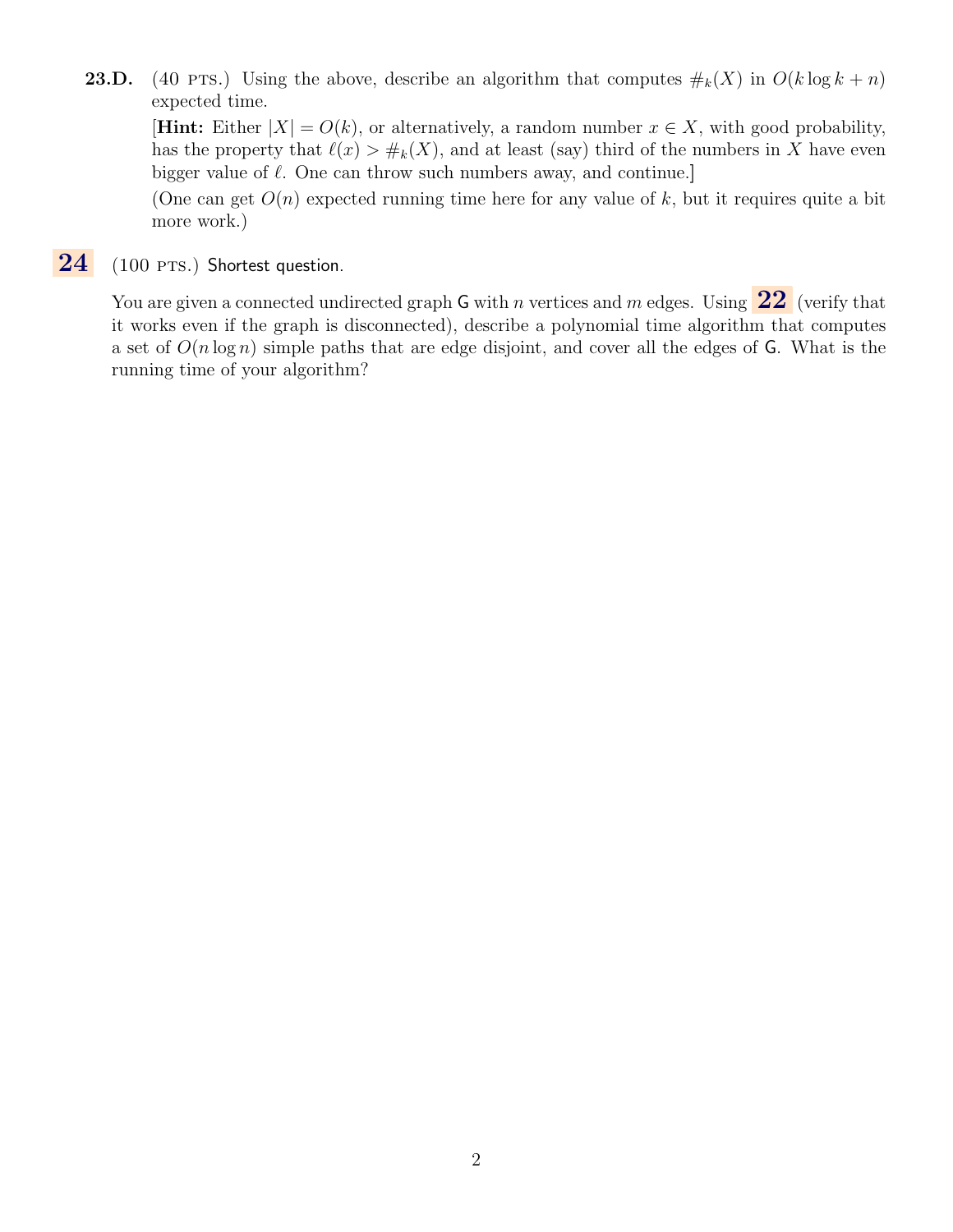**23.D.** (40 PTS.) Using the above, describe an algorithm that computes $\#_k(X)$ in $O(k \log k + n)$ expected time.

[**Hint:** Either $|X| = O(k)$, or alternatively, a random number $x \in X$, with good probability, has the property that $\ell(x) > \#_k(X)$, and at least (say) third of the numbers in $X$ have even bigger value of $\ell$. One can throw such numbers away, and continue.]

(One can get $O(n)$ expected running time here for any value of $k$, but it requires quite a bit more work.)

## 24 (100 PTS.) Shortest question.

You are given a connected undirected graph G with $n$ vertices and $m$ edges. Using **22** (verify that it works even if the graph is disconnected), describe a polynomial time algorithm that computes a set of $O(n \log n)$ simple paths that are edge disjoint, and cover all the edges of G. What is the running time of your algorithm?